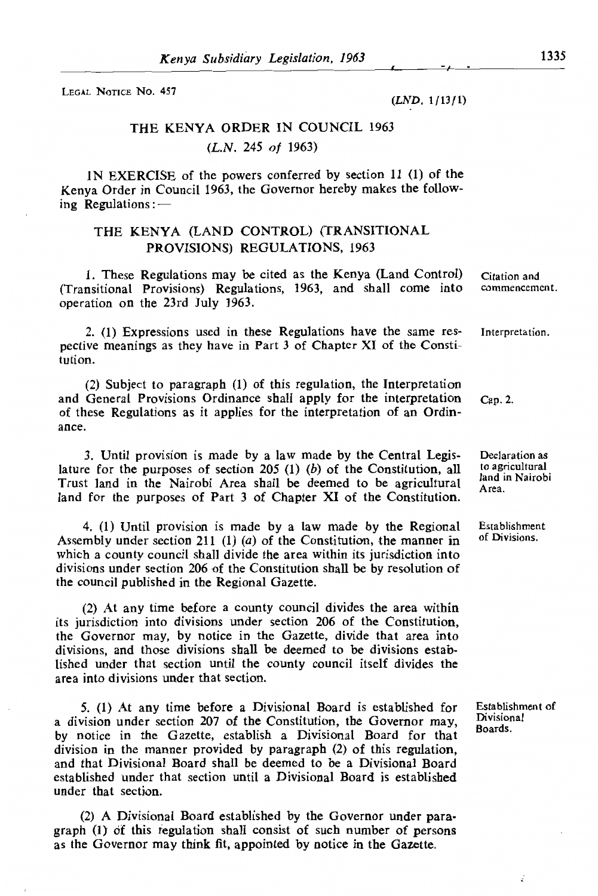LEGAL NOTICE NO. 457

(*LND.* 1/13/1)

## THE KENYA ORDER IN COUNCIL 1963

(*L.N.* 245 *of* 1963)

IN EXERCISE of the powers conferred by section 11 (1) of the Kenya Order in Council 1963, the Governor hereby makes the following Regulations:—

## THE KENYA (LAND CONTROL) (TRANSITIONAL PROVISIONS) REGULATIONS, 1963

*Citation and commencement.*

1. These Regulations may be cited as the Kenya (Land Control) (Transitional Provisions) Regulations, 1963, and shall come into operation on the 23rd July 1963.

*Interpretation.*

2. (1) Expressions used in these Regulations have the same respective meanings as they have in Part 3 of Chapter XI of the Constitution.

(2) Subject to paragraph (1) of this regulation, the Interpretation and General Provisions Ordinance shall apply for the interpretation of these Regulations as it applies for the interpretation of an Ordinance. *Cap. 2.*

*Declaration as to agricultural land in Nairobi Area.*

3. Until provision is made by a law made by the Central Legislature for the purposes of section 205 (1) (*b*) of the Constitution, all Trust land in the Nairobi Area shall be deemed to be agricultural land for the purposes of Part 3 of Chapter XI of the Constitution.

*Establishment of Divisions.*

4. (1) Until provision is made by a law made by the Regional Assembly under section 211 (1) (*a*) of the Constitution, the manner in which a county council shall divide the area within its jurisdiction into divisions under section 206 of the Constitution shall be by resolution of the council published in the Regional Gazette.

(2) At any time before a county council divides the area within its jurisdiction into divisions under section 206 of the Constitution, the Governor may, by notice in the Gazette, divide that area into divisions, and those divisions shall be deemed to be divisions established under that section until the county council itself divides the area into divisions under that section.

*Establishment of Divisional Boards.*

5. (1) At any time before a Divisional Board is established for a division under section 207 of the Constitution, the Governor may, by notice in the Gazette, establish a Divisional Board for that division in the manner provided by paragraph (2) of this regulation, and that Divisional Board shall be deemed to be a Divisional Board established under that section until a Divisional Board is established under that section.

(2) A Divisional Board established by the Governor under paragraph (1) of this regulation shall consist of such number of persons as the Governor may think fit, appointed by notice in the Gazette.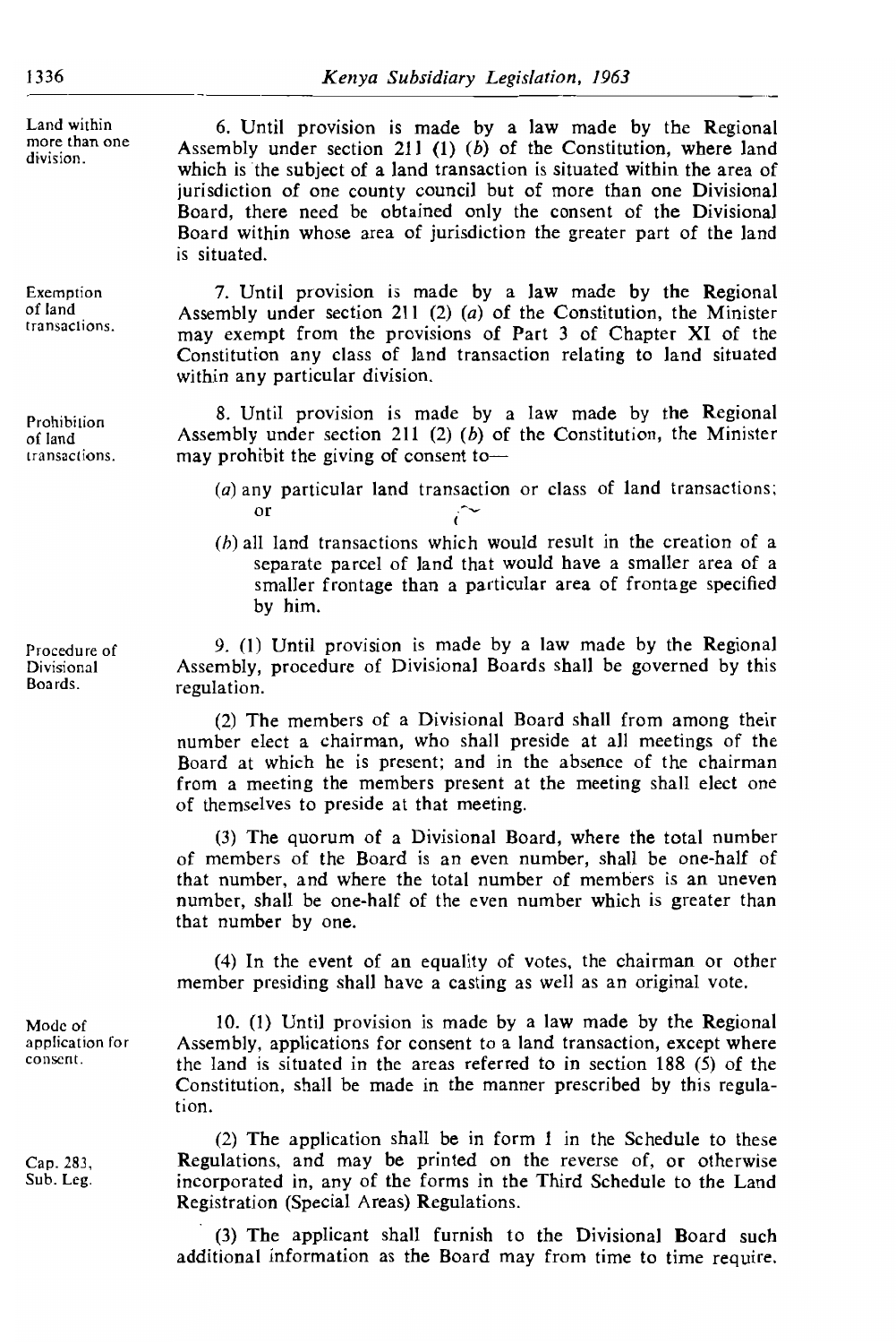Land within more than one division.

6. Until provision is made by a law made by the Regional Assembly under section 211 (1) (*b*) of the Constitution, where land which is the subject of a land transaction is situated within the area of jurisdiction of one county council but of more than one Divisional Board, there need be obtained only the consent of the Divisional Board within whose area of jurisdiction the greater part of the land is situated.

Exemption of land transactions.

7. Until provision is made by a law made by the Regional Assembly under section 211 (2) (*a*) of the Constitution, the Minister may exempt from the provisions of Part 3 of Chapter XI of the Constitution any class of land transaction relating to land situated within any particular division.

Prohibition of land transactions.

8. Until provision is made by a law made by the Regional Assembly under section 211 (2) (*b*) of the Constitution, the Minister may prohibit the giving of consent to—

(*a*) any particular land transaction or class of land transactions; or

(*b*) all land transactions which would result in the creation of a separate parcel of land that would have a smaller area of a smaller frontage than a particular area of frontage specified by him.

Procedure of Divisional Boards.

9. (1) Until provision is made by a law made by the Regional Assembly, procedure of Divisional Boards shall be governed by this regulation.

(2) The members of a Divisional Board shall from among their number elect a chairman, who shall preside at all meetings of the Board at which he is present; and in the absence of the chairman from a meeting the members present at the meeting shall elect one of themselves to preside at that meeting.

(3) The quorum of a Divisional Board, where the total number of members of the Board is an even number, shall be one-half of that number, and where the total number of members is an uneven number, shall be one-half of the even number which is greater than that number by one.

(4) In the event of an equality of votes, the chairman or other member presiding shall have a casting as well as an original vote.

Mode of application for consent.

10. (1) Until provision is made by a law made by the Regional Assembly, applications for consent to a land transaction, except where the land is situated in the areas referred to in section 188 (5) of the Constitution, shall be made in the manner prescribed by this regulation.

Cap. 283, Sub. Leg.

(2) The application shall be in form 1 in the Schedule to these Regulations, and may be printed on the reverse of, or otherwise incorporated in, any of the forms in the Third Schedule to the Land Registration (Special Areas) Regulations.

(3) The applicant shall furnish to the Divisional Board such additional information as the Board may from time to time require.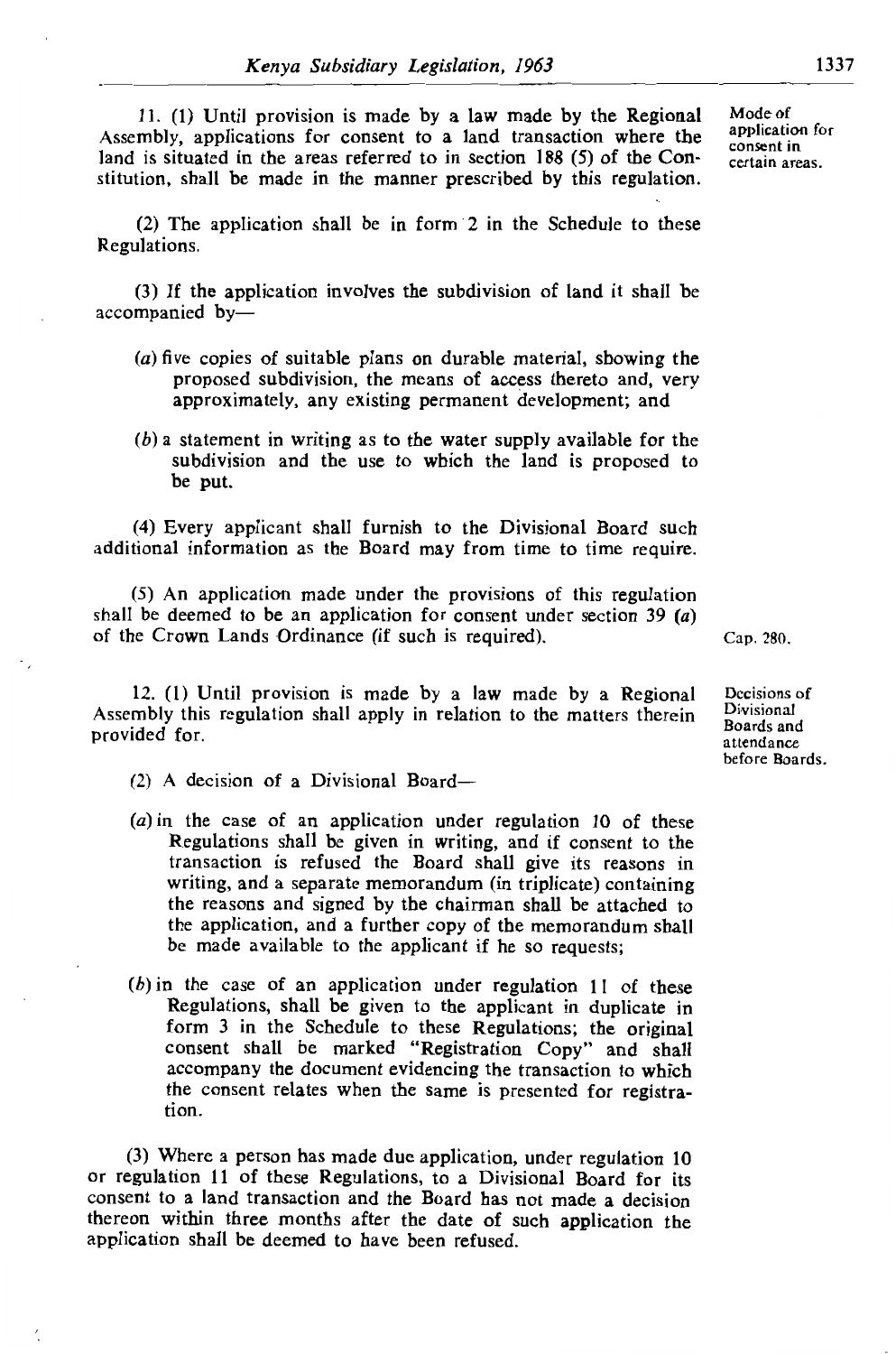11. (1) Until provision is made by a law made by the Regional Assembly, applications for consent to a land transaction where the land is situated in the areas referred to in section 188 (5) of the Constitution, shall be made in the manner prescribed by this regulation.

*Mode of application for consent in certain areas.*

(2) The application shall be in form 2 in the Schedule to these Regulations.

(3) If the application involves the subdivision of land it shall be accompanied by—

(*a*) five copies of suitable plans on durable material, showing the proposed subdivision, the means of access thereto and, very approximately, any existing permanent development; and

(*b*) a statement in writing as to the water supply available for the subdivision and the use to which the land is proposed to be put.

(4) Every applicant shall furnish to the Divisional Board such additional information as the Board may from time to time require.

(5) An application made under the provisions of this regulation shall be deemed to be an application for consent under section 39 (*a*) of the Crown Lands Ordinance (if such is required).

*Cap. 280.*

12. (1) Until provision is made by a law made by a Regional Assembly this regulation shall apply in relation to the matters therein provided for.

*Decisions of Divisional Boards and attendance before Boards.*

(2) A decision of a Divisional Board—

(*a*) in the case of an application under regulation 10 of these Regulations shall be given in writing, and if consent to the transaction is refused the Board shall give its reasons in writing, and a separate memorandum (in triplicate) containing the reasons and signed by the chairman shall be attached to the application, and a further copy of the memorandum shall be made available to the applicant if he so requests;

(*b*) in the case of an application under regulation 11 of these Regulations, shall be given to the applicant in duplicate in form 3 in the Schedule to these Regulations; the original consent shall be marked "Registration Copy" and shall accompany the document evidencing the transaction to which the consent relates when the same is presented for registration.

(3) Where a person has made due application, under regulation 10 or regulation 11 of these Regulations, to a Divisional Board for its consent to a land transaction and the Board has not made a decision thereon within three months after the date of such application the application shall be deemed to have been refused.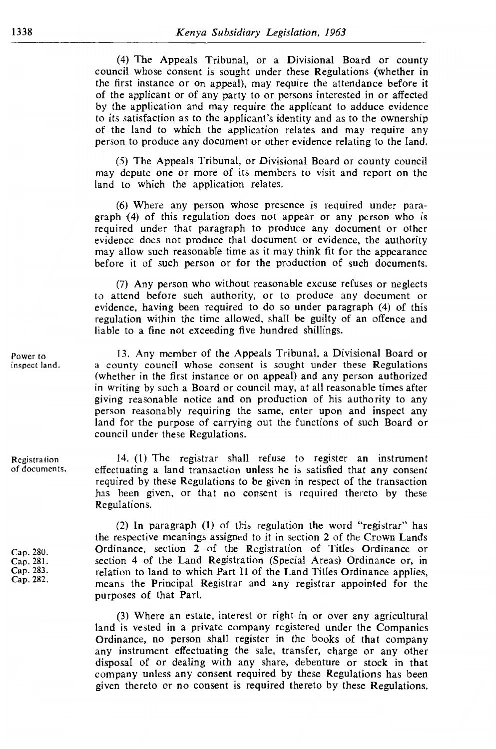(4) The Appeals Tribunal, or a Divisional Board or county council whose consent is sought under these Regulations (whether in the first instance or on appeal), may require the attendance before it of the applicant or of any party to or persons interested in or affected by the application and may require the applicant to adduce evidence to its satisfaction as to the applicant's identity and as to the ownership of the land to which the application relates and may require any person to produce any document or other evidence relating to the land.

(5) The Appeals Tribunal, or Divisional Board or county council may depute one or more of its members to visit and report on the land to which the application relates.

(6) Where any person whose presence is required under paragraph (4) of this regulation does not appear or any person who is required under that paragraph to produce any document or other evidence does not produce that document or evidence, the authority may allow such reasonable time as it may think fit for the appearance before it of such person or for the production of such documents.

(7) Any person who without reasonable excuse refuses or neglects to attend before such authority, or to produce any document or evidence, having been required to do so under paragraph (4) of this regulation within the time allowed, shall be guilty of an offence and liable to a fine not exceeding five hundred shillings.

*Power to inspect land.*

13. Any member of the Appeals Tribunal, a Divisional Board or a county council whose consent is sought under these Regulations (whether in the first instance or on appeal) and any person authorized in writing by such a Board or council may, at all reasonable times after giving reasonable notice and on production of his authority to any person reasonably requiring the same, enter upon and inspect any land for the purpose of carrying out the functions of such Board or council under these Regulations.

*Registration of documents.*

14. (1) The registrar shall refuse to register an instrument effectuating a land transaction unless he is satisfied that any consent required by these Regulations to be given in respect of the transaction has been given, or that no consent is required thereto by these Regulations.

*Cap. 280. Cap. 281. Cap. 283. Cap. 282.*

(2) In paragraph (1) of this regulation the word "registrar" has the respective meanings assigned to it in section 2 of the Crown Lands Ordinance, section 2 of the Registration of Titles Ordinance or section 4 of the Land Registration (Special Areas) Ordinance or, in relation to land to which Part II of the Land Titles Ordinance applies, means the Principal Registrar and any registrar appointed for the purposes of that Part.

(3) Where an estate, interest or right in or over any agricultural land is vested in a private company registered under the Companies Ordinance, no person shall register in the books of that company any instrument effectuating the sale, transfer, charge or any other disposal of or dealing with any share, debenture or stock in that company unless any consent required by these Regulations has been given thereto or no consent is required thereto by these Regulations.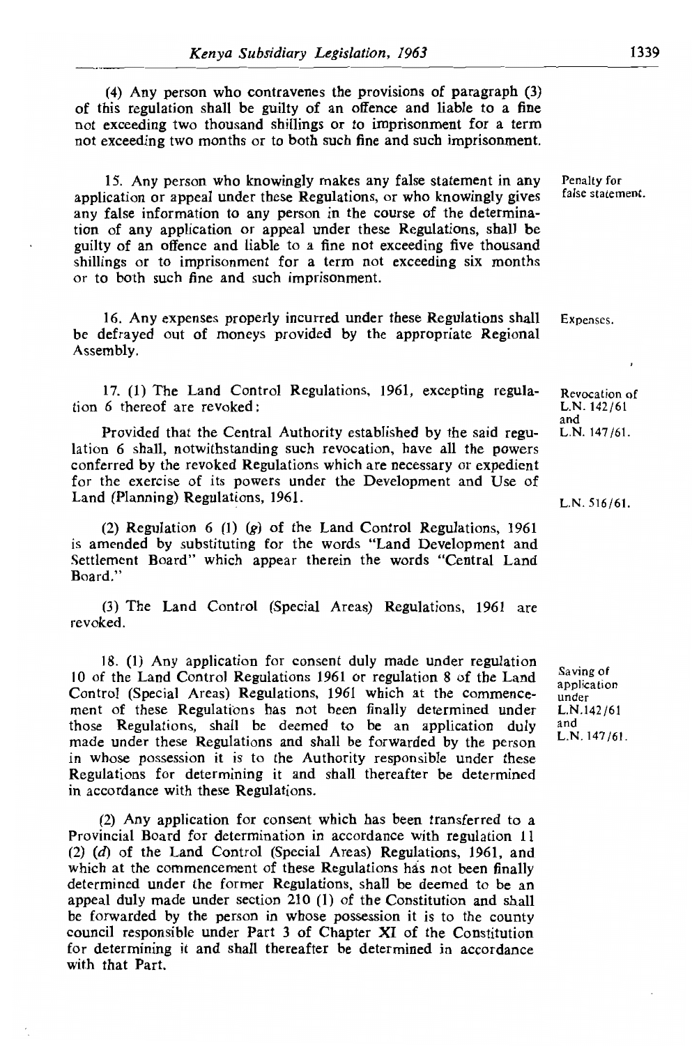(4) Any person who contravenes the provisions of paragraph (3) of this regulation shall be guilty of an offence and liable to a fine not exceeding two thousand shillings or to imprisonment for a term not exceeding two months or to both such fine and such imprisonment.

*Penalty for false statement.*

15. Any person who knowingly makes any false statement in any application or appeal under these Regulations, or who knowingly gives any false information to any person in the course of the determination of any application or appeal under these Regulations, shall be guilty of an offence and liable to a fine not exceeding five thousand shillings or to imprisonment for a term not exceeding six months or to both such fine and such imprisonment.

*Expenses.*

16. Any expenses properly incurred under these Regulations shall be defrayed out of moneys provided by the appropriate Regional Assembly.

*Revocation of L.N. 142/61 and L.N. 147/61.*

17. (1) The Land Control Regulations, 1961, excepting regulation 6 thereof are revoked:

Provided that the Central Authority established by the said regulation 6 shall, notwithstanding such revocation, have all the powers conferred by the revoked Regulations which are necessary or expedient for the exercise of its powers under the Development and Use of Land (Planning) Regulations, 1961.

*L.N. 516/61.*

(2) Regulation 6 (1) (*g*) of the Land Control Regulations, 1961 is amended by substituting for the words "Land Development and Settlement Board" which appear therein the words "Central Land Board."

(3) The Land Control (Special Areas) Regulations, 1961 are revoked.

*Saving of application under L.N.142/61 and L.N. 147/61.*

18. (1) Any application for consent duly made under regulation 10 of the Land Control Regulations 1961 or regulation 8 of the Land Control (Special Areas) Regulations, 1961 which at the commencement of these Regulations has not been finally determined under those Regulations, shall be deemed to be an application duly made under these Regulations and shall be forwarded by the person in whose possession it is to the Authority responsible under these Regulations for determining it and shall thereafter be determined in accordance with these Regulations.

(2) Any application for consent which has been transferred to a Provincial Board for determination in accordance with regulation 11 (2) (*d*) of the Land Control (Special Areas) Regulations, 1961, and which at the commencement of these Regulations has not been finally determined under the former Regulations, shall be deemed to be an appeal duly made under section 210 (1) of the Constitution and shall be forwarded by the person in whose possession it is to the county council responsible under Part 3 of Chapter XI of the Constitution for determining it and shall thereafter be determined in accordance with that Part.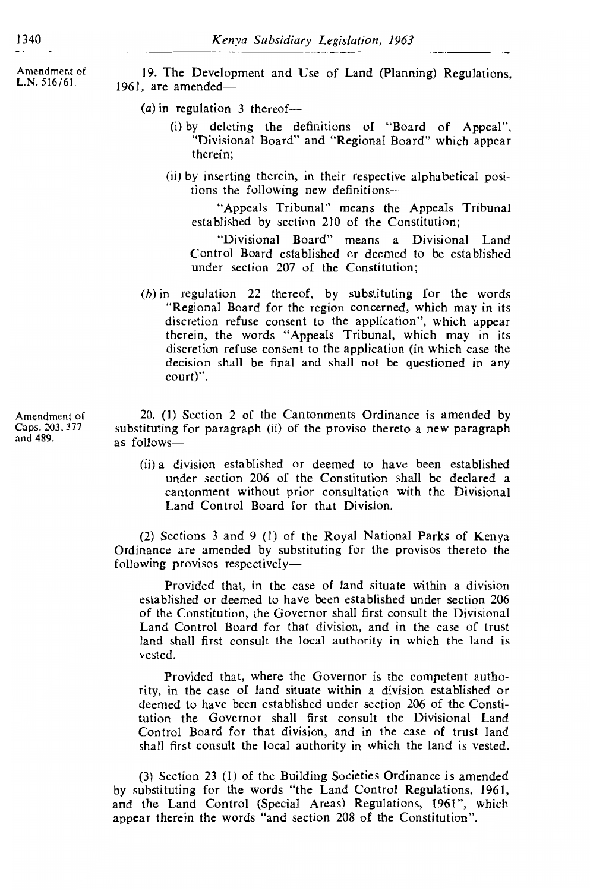Amendment of L.N. 516/61.

19. The Development and Use of Land (Planning) Regulations, 1961, are amended—

(a) in regulation 3 thereof—

(i) by deleting the definitions of "Board of Appeal", "Divisional Board" and "Regional Board" which appear therein;

(ii) by inserting therein, in their respective alphabetical positions the following new definitions—

"Appeals Tribunal" means the Appeals Tribunal established by section 210 of the Constitution;

"Divisional Board" means a Divisional Land Control Board established or deemed to be established under section 207 of the Constitution;

(b) in regulation 22 thereof, by substituting for the words "Regional Board for the region concerned, which may in its discretion refuse consent to the application", which appear therein, the words "Appeals Tribunal, which may in its discretion refuse consent to the application (in which case the decision shall be final and shall not be questioned in any court)".

Amendment of Caps. 203, 377 and 489.

20. (1) Section 2 of the Cantonments Ordinance is amended by substituting for paragraph (ii) of the proviso thereto a new paragraph as follows—

(ii) a division established or deemed to have been established under section 206 of the Constitution shall be declared a cantonment without prior consultation with the Divisional Land Control Board for that Division.

(2) Sections 3 and 9 (1) of the Royal National Parks of Kenya Ordinance are amended by substituting for the provisos thereto the following provisos respectively—

Provided that, in the case of land situate within a division established or deemed to have been established under section 206 of the Constitution, the Governor shall first consult the Divisional Land Control Board for that division, and in the case of trust land shall first consult the local authority in which the land is vested.

Provided that, where the Governor is the competent authority, in the case of land situate within a division established or deemed to have been established under section 206 of the Constitution the Governor shall first consult the Divisional Land Control Board for that division, and in the case of trust land shall first consult the local authority in which the land is vested.

(3) Section 23 (1) of the Building Societies Ordinance is amended by substituting for the words "the Land Control Regulations, 1961, and the Land Control (Special Areas) Regulations, 1961", which appear therein the words "and section 208 of the Constitution".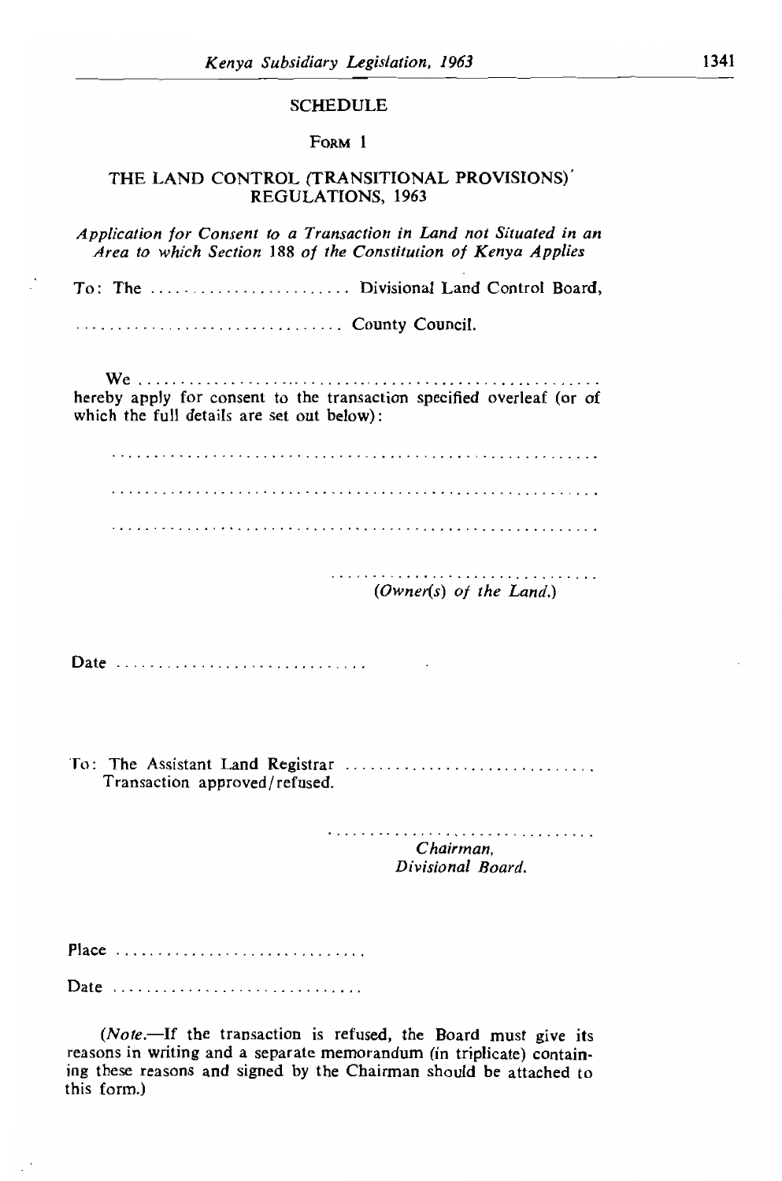## SCHEDULE

### Form 1

### THE LAND CONTROL (TRANSITIONAL PROVISIONS) REGULATIONS, 1963

*Application for Consent to a Transaction in Land not Situated in an Area to which Section 188 of the Constitution of Kenya Applies*

To: The ........................ Divisional Land Control Board,

................................ County Council.

We ........................................................................
hereby apply for consent to the transaction specified overleaf (or of which the full details are set out below):

........................................................................

........................................................................

........................................................................

................................
*(Owner(s) of the Land.)*

Date ..............................

To: The Assistant Land Registrar ..............................
Transaction approved/refused.

................................
*Chairman,*
*Divisional Board.*

Place ..............................

Date ..............................

(*Note.*—If the transaction is refused, the Board must give its reasons in writing and a separate memorandum (in triplicate) containing these reasons and signed by the Chairman should be attached to this form.)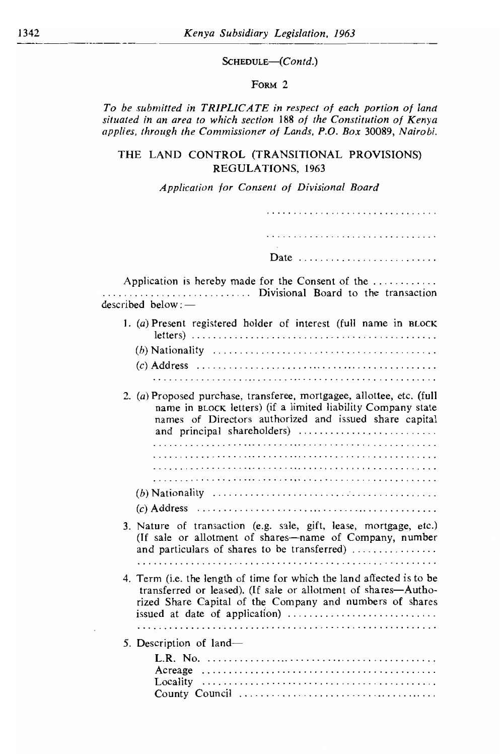SCHEDULE—(*Contd.*)

FORM 2

*To be submitted in TRIPLICATE in respect of each portion of land situated in an area to which section 188 of the Constitution of Kenya applies, through the Commissioner of Lands, P.O. Box 30089, Nairobi.*

## THE LAND CONTROL (TRANSITIONAL PROVISIONS) REGULATIONS, 1963

*Application for Consent of Divisional Board*

..................................

..................................

Date ..........................

Application is hereby made for the Consent of the ............ ............................ Divisional Board to the transaction described below:—

1. (*a*) Present registered holder of interest (full name in BLOCK letters) ..............................................

   (*b*) Nationality ..........................................

   (*c*) Address ..............................................

   ......................................................

2. (*a*) Proposed purchase, transferee, mortgagee, allottee, etc. (full name in BLOCK letters) (if a limited liability Company state names of Directors authorized and issued share capital and principal shareholders) ..........................

   ......................................................

   ......................................................

   ......................................................

   ......................................................

   (*b*) Nationality ..........................................

   (*c*) Address ..............................................

3. Nature of transaction (e.g. sale, gift, lease, mortgage, etc.) (If sale or allotment of shares—name of Company, number and particulars of shares to be transferred) ................

   ......................................................

4. Term (i.e. the length of time for which the land affected is to be transferred or leased). (If sale or allotment of shares—Authorized Share Capital of the Company and numbers of shares issued at date of application) ............................

   ......................................................

5. Description of land—

   L.R. No. ..............................................
   Acreage ..............................................
   Locality ..............................................
   County Council ......................................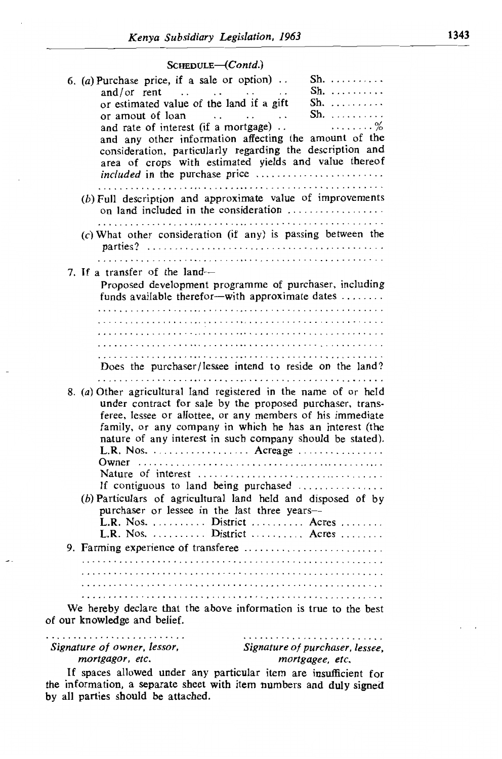SCHEDULE—(*Contd.*)

6. (*a*) Purchase price, if a sale or option) .. Sh. ..........
   and/or rent .. .. .. .. Sh. ..........
   or estimated value of the land if a gift Sh. ..........
   or amount of loan .. .. .. Sh. ..........
   and rate of interest (if a mortgage) .. ........%
   and any other information affecting the amount of the consideration, particularly regarding the description and area of crops with estimated yields and value thereof *included* in the purchase price ........................
   ........................................................

   (*b*) Full description and approximate value of improvements on land included in the consideration ..................
   ........................................................

   (*c*) What other consideration (if any) is passing between the parties? ...........................................
   ........................................................

7. If a transfer of the land—
   Proposed development programme of purchaser, including funds available therefor—with approximate dates ........
   ........................................................
   ........................................................
   ........................................................
   ........................................................
   ........................................................
   Does the purchaser/lessee intend to reside on the land?
   ........................................................

8. (*a*) Other agricultural land registered in the name of or held under contract for sale by the proposed purchaser, transferee, lessee or allottee, or any members of his immediate family, or any company in which he has an interest (the nature of any interest in such company should be stated).
   L.R. Nos. .................. Acreage ................
   Owner ...............................................
   Nature of interest ..................................
   If contiguous to land being purchased ...............

   (*b*) Particulars of agricultural land held and disposed of by purchaser or lessee in the last three years—
   L.R. Nos. .......... District .......... Acres ........
   L.R. Nos. .......... District .......... Acres ........

9. Farming experience of transferee ..........................
   ........................................................
   ........................................................
   ........................................................
   ........................................................

We hereby declare that the above information is true to the best of our knowledge and belief.

| .......................... | .......................... |
|---|---|
| *Signature of owner, lessor, mortgagor, etc.* | *Signature of purchaser, lessee, mortgagee, etc.* |

If spaces allowed under any particular item are insufficient for the information, a separate sheet with item numbers and duly signed by all parties should be attached.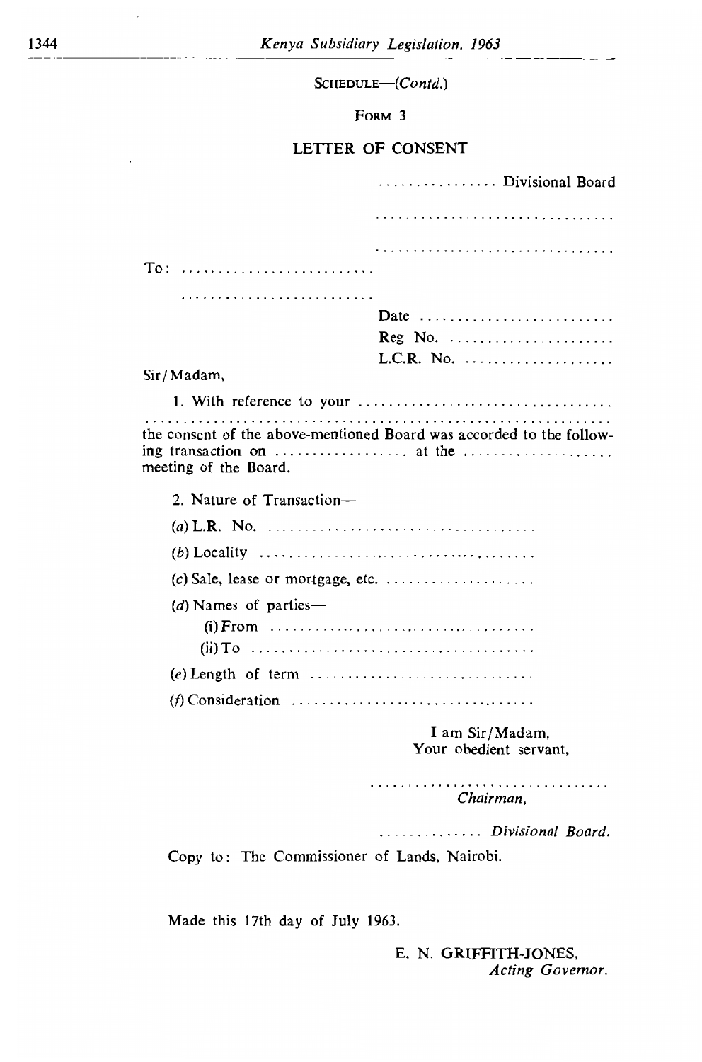SCHEDULE—(*Contd.*)

FORM 3

LETTER OF CONSENT

................ Divisional Board

................................

................................

To: ..........................

..........................

Date ..........................

Reg No. ......................

L.C.R. No. ....................

Sir/Madam,

1. With reference to your ..................................
..................................................................
the consent of the above-mentioned Board was accorded to the following transaction on .................. at the .................... meeting of the Board.

2. Nature of Transaction—

(*a*) L.R. No. ....................................

(*b*) Locality ......................................

(*c*) Sale, lease or mortgage, etc. ....................

(*d*) Names of parties—

(i) From ......................................

(ii) To ......................................

(*e*) Length of term ..............................

(*f*) Consideration ................................

I am Sir/Madam,
Your obedient servant,

................................
*Chairman*,

.............. *Divisional Board.*

Copy to: The Commissioner of Lands, Nairobi.

Made this 17th day of July 1963.

E. N. GRIFFITH-JONES,
*Acting Governor.*